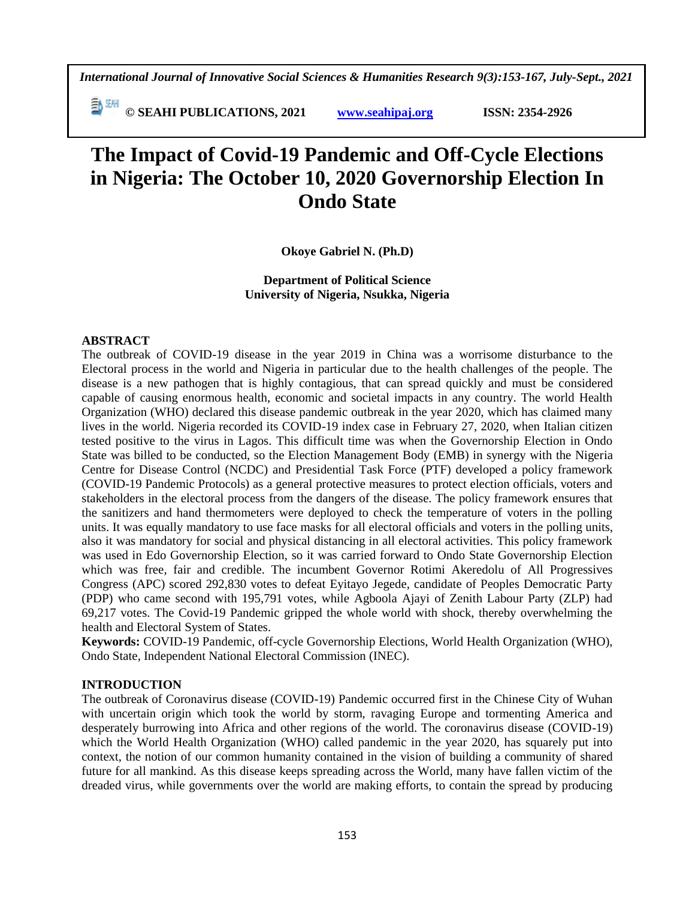# The Impact of Covid-19 Pandemic and Off-Cycle Elections in Nigeria: The October 10, 2020 Governorship Election In Ondo State

**Okoye Gabriel N. (Ph.D)**

**Department of Political Science**
**University of Nigeria, Nsukka, Nigeria**

## ABSTRACT

The outbreak of COVID-19 disease in the year 2019 in China was a worrisome disturbance to the Electoral process in the world and Nigeria in particular due to the health challenges of the people. The disease is a new pathogen that is highly contagious, that can spread quickly and must be considered capable of causing enormous health, economic and societal impacts in any country. The world Health Organization (WHO) declared this disease pandemic outbreak in the year 2020, which has claimed many lives in the world. Nigeria recorded its COVID-19 index case in February 27, 2020, when Italian citizen tested positive to the virus in Lagos. This difficult time was when the Governorship Election in Ondo State was billed to be conducted, so the Election Management Body (EMB) in synergy with the Nigeria Centre for Disease Control (NCDC) and Presidential Task Force (PTF) developed a policy framework (COVID-19 Pandemic Protocols) as a general protective measures to protect election officials, voters and stakeholders in the electoral process from the dangers of the disease. The policy framework ensures that the sanitizers and hand thermometers were deployed to check the temperature of voters in the polling units. It was equally mandatory to use face masks for all electoral officials and voters in the polling units, also it was mandatory for social and physical distancing in all electoral activities. This policy framework was used in Edo Governorship Election, so it was carried forward to Ondo State Governorship Election which was free, fair and credible. The incumbent Governor Rotimi Akeredolu of All Progressives Congress (APC) scored 292,830 votes to defeat Eyitayo Jegede, candidate of Peoples Democratic Party (PDP) who came second with 195,791 votes, while Agboola Ajayi of Zenith Labour Party (ZLP) had 69,217 votes. The Covid-19 Pandemic gripped the whole world with shock, thereby overwhelming the health and Electoral System of States.

**Keywords:** COVID-19 Pandemic, off-cycle Governorship Elections, World Health Organization (WHO), Ondo State, Independent National Electoral Commission (INEC).

## INTRODUCTION

The outbreak of Coronavirus disease (COVID-19) Pandemic occurred first in the Chinese City of Wuhan with uncertain origin which took the world by storm, ravaging Europe and tormenting America and desperately burrowing into Africa and other regions of the world. The coronavirus disease (COVID-19) which the World Health Organization (WHO) called pandemic in the year 2020, has squarely put into context, the notion of our common humanity contained in the vision of building a community of shared future for all mankind. As this disease keeps spreading across the World, many have fallen victim of the dreaded virus, while governments over the world are making efforts, to contain the spread by producing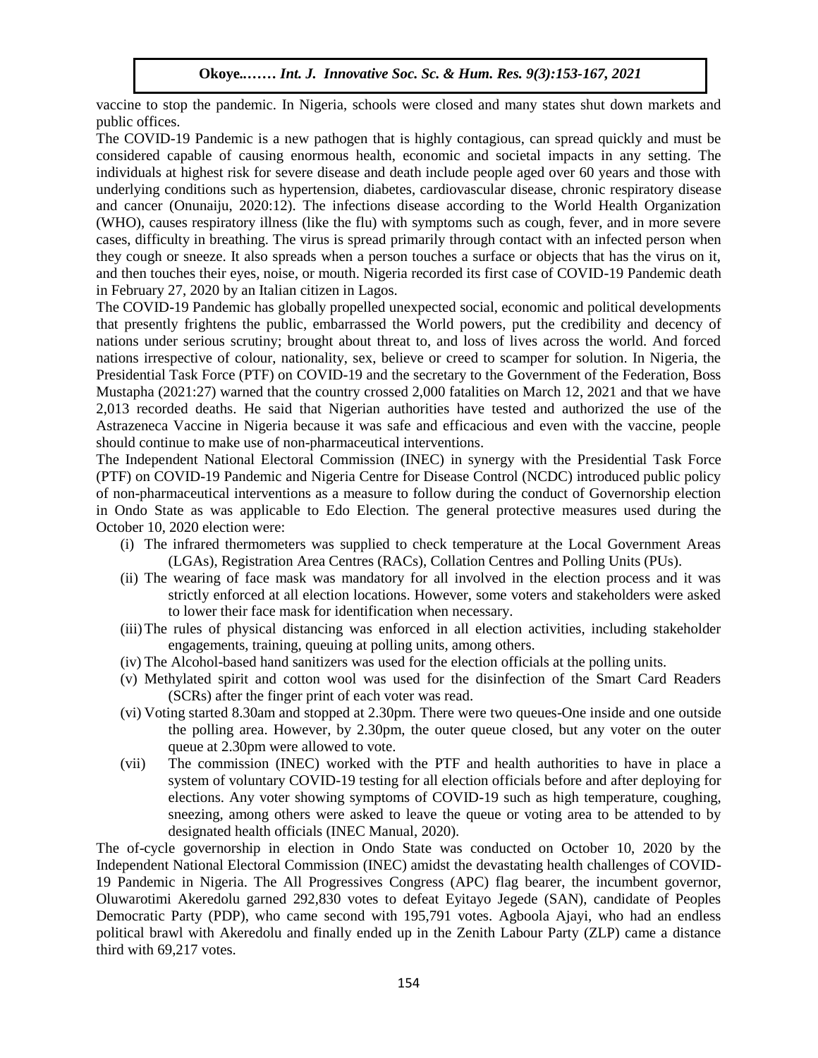vaccine to stop the pandemic. In Nigeria, schools were closed and many states shut down markets and public offices.

The COVID-19 Pandemic is a new pathogen that is highly contagious, can spread quickly and must be considered capable of causing enormous health, economic and societal impacts in any setting. The individuals at highest risk for severe disease and death include people aged over 60 years and those with underlying conditions such as hypertension, diabetes, cardiovascular disease, chronic respiratory disease and cancer (Onunaiju, 2020:12). The infections disease according to the World Health Organization (WHO), causes respiratory illness (like the flu) with symptoms such as cough, fever, and in more severe cases, difficulty in breathing. The virus is spread primarily through contact with an infected person when they cough or sneeze. It also spreads when a person touches a surface or objects that has the virus on it, and then touches their eyes, noise, or mouth. Nigeria recorded its first case of COVID-19 Pandemic death in February 27, 2020 by an Italian citizen in Lagos.

The COVID-19 Pandemic has globally propelled unexpected social, economic and political developments that presently frightens the public, embarrassed the World powers, put the credibility and decency of nations under serious scrutiny; brought about threat to, and loss of lives across the world. And forced nations irrespective of colour, nationality, sex, believe or creed to scamper for solution. In Nigeria, the Presidential Task Force (PTF) on COVID-19 and the secretary to the Government of the Federation, Boss Mustapha (2021:27) warned that the country crossed 2,000 fatalities on March 12, 2021 and that we have 2,013 recorded deaths. He said that Nigerian authorities have tested and authorized the use of the Astrazeneca Vaccine in Nigeria because it was safe and efficacious and even with the vaccine, people should continue to make use of non-pharmaceutical interventions.

The Independent National Electoral Commission (INEC) in synergy with the Presidential Task Force (PTF) on COVID-19 Pandemic and Nigeria Centre for Disease Control (NCDC) introduced public policy of non-pharmaceutical interventions as a measure to follow during the conduct of Governorship election in Ondo State as was applicable to Edo Election. The general protective measures used during the October 10, 2020 election were:

(i) The infrared thermometers was supplied to check temperature at the Local Government Areas (LGAs), Registration Area Centres (RACs), Collation Centres and Polling Units (PUs).

(ii) The wearing of face mask was mandatory for all involved in the election process and it was strictly enforced at all election locations. However, some voters and stakeholders were asked to lower their face mask for identification when necessary.

(iii) The rules of physical distancing was enforced in all election activities, including stakeholder engagements, training, queuing at polling units, among others.

(iv) The Alcohol-based hand sanitizers was used for the election officials at the polling units.

(v) Methylated spirit and cotton wool was used for the disinfection of the Smart Card Readers (SCRs) after the finger print of each voter was read.

(vi) Voting started 8.30am and stopped at 2.30pm. There were two queues-One inside and one outside the polling area. However, by 2.30pm, the outer queue closed, but any voter on the outer queue at 2.30pm were allowed to vote.

(vii) The commission (INEC) worked with the PTF and health authorities to have in place a system of voluntary COVID-19 testing for all election officials before and after deploying for elections. Any voter showing symptoms of COVID-19 such as high temperature, coughing, sneezing, among others were asked to leave the queue or voting area to be attended to by designated health officials (INEC Manual, 2020).

The of-cycle governorship in election in Ondo State was conducted on October 10, 2020 by the Independent National Electoral Commission (INEC) amidst the devastating health challenges of COVID-19 Pandemic in Nigeria. The All Progressives Congress (APC) flag bearer, the incumbent governor, Oluwarotimi Akeredolu garned 292,830 votes to defeat Eyitayo Jegede (SAN), candidate of Peoples Democratic Party (PDP), who came second with 195,791 votes. Agboola Ajayi, who had an endless political brawl with Akeredolu and finally ended up in the Zenith Labour Party (ZLP) came a distance third with 69,217 votes.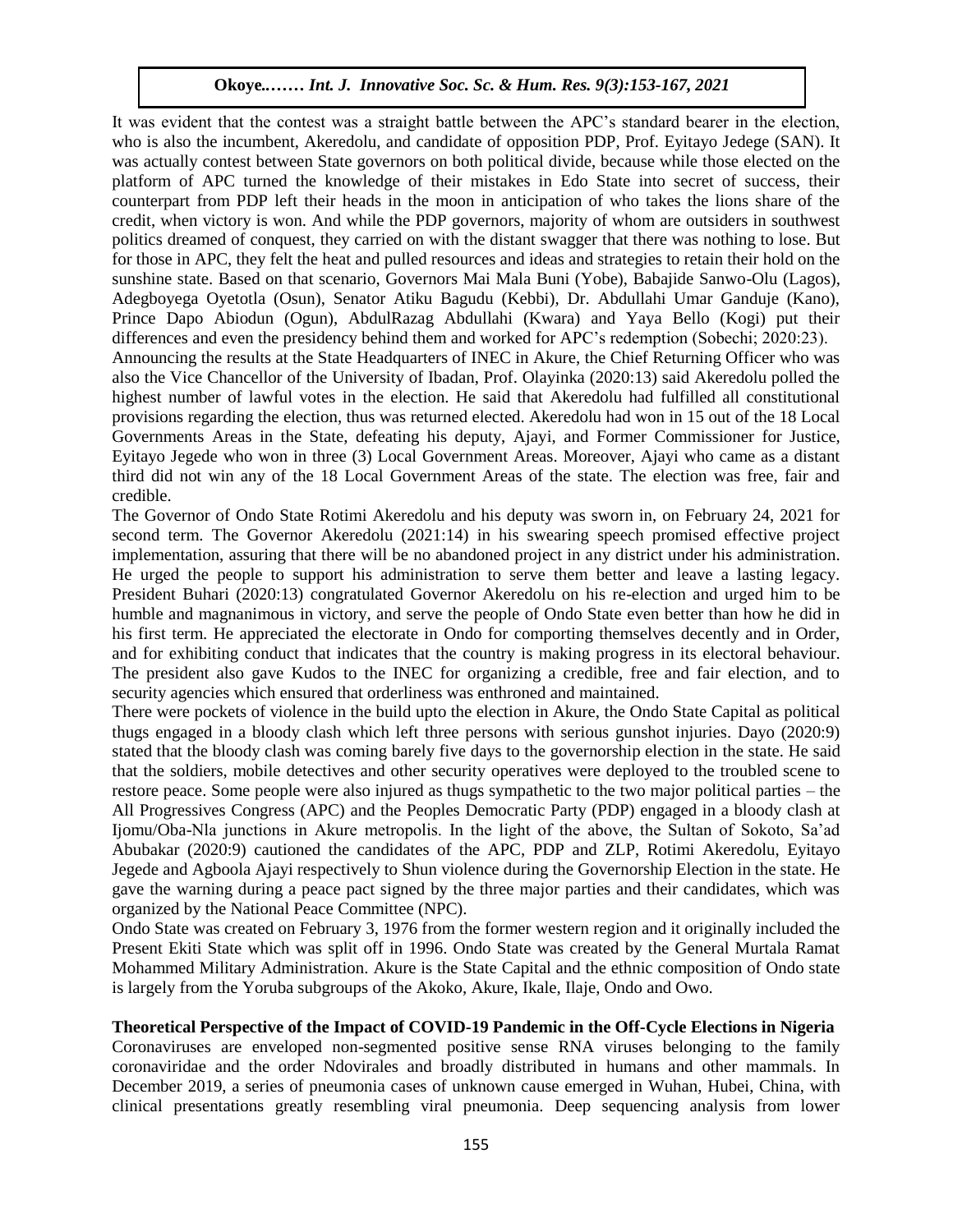It was evident that the contest was a straight battle between the APC's standard bearer in the election, who is also the incumbent, Akeredolu, and candidate of opposition PDP, Prof. Eyitayo Jedege (SAN). It was actually contest between State governors on both political divide, because while those elected on the platform of APC turned the knowledge of their mistakes in Edo State into secret of success, their counterpart from PDP left their heads in the moon in anticipation of who takes the lions share of the credit, when victory is won. And while the PDP governors, majority of whom are outsiders in southwest politics dreamed of conquest, they carried on with the distant swagger that there was nothing to lose. But for those in APC, they felt the heat and pulled resources and ideas and strategies to retain their hold on the sunshine state. Based on that scenario, Governors Mai Mala Buni (Yobe), Babajide Sanwo-Olu (Lagos), Adegboyega Oyetotla (Osun), Senator Atiku Bagudu (Kebbi), Dr. Abdullahi Umar Ganduje (Kano), Prince Dapo Abiodun (Ogun), AbdulRazag Abdullahi (Kwara) and Yaya Bello (Kogi) put their differences and even the presidency behind them and worked for APC's redemption (Sobechi; 2020:23).

Announcing the results at the State Headquarters of INEC in Akure, the Chief Returning Officer who was also the Vice Chancellor of the University of Ibadan, Prof. Olayinka (2020:13) said Akeredolu polled the highest number of lawful votes in the election. He said that Akeredolu had fulfilled all constitutional provisions regarding the election, thus was returned elected. Akeredolu had won in 15 out of the 18 Local Governments Areas in the State, defeating his deputy, Ajayi, and Former Commissioner for Justice, Eyitayo Jegede who won in three (3) Local Government Areas. Moreover, Ajayi who came as a distant third did not win any of the 18 Local Government Areas of the state. The election was free, fair and credible.

The Governor of Ondo State Rotimi Akeredolu and his deputy was sworn in, on February 24, 2021 for second term. The Governor Akeredolu (2021:14) in his swearing speech promised effective project implementation, assuring that there will be no abandoned project in any district under his administration. He urged the people to support his administration to serve them better and leave a lasting legacy. President Buhari (2020:13) congratulated Governor Akeredolu on his re-election and urged him to be humble and magnanimous in victory, and serve the people of Ondo State even better than how he did in his first term. He appreciated the electorate in Ondo for comporting themselves decently and in Order, and for exhibiting conduct that indicates that the country is making progress in its electoral behaviour. The president also gave Kudos to the INEC for organizing a credible, free and fair election, and to security agencies which ensured that orderliness was enthroned and maintained.

There were pockets of violence in the build upto the election in Akure, the Ondo State Capital as political thugs engaged in a bloody clash which left three persons with serious gunshot injuries. Dayo (2020:9) stated that the bloody clash was coming barely five days to the governorship election in the state. He said that the soldiers, mobile detectives and other security operatives were deployed to the troubled scene to restore peace. Some people were also injured as thugs sympathetic to the two major political parties – the All Progressives Congress (APC) and the Peoples Democratic Party (PDP) engaged in a bloody clash at Ijomu/Oba-Nla junctions in Akure metropolis. In the light of the above, the Sultan of Sokoto, Sa'ad Abubakar (2020:9) cautioned the candidates of the APC, PDP and ZLP, Rotimi Akeredolu, Eyitayo Jegede and Agboola Ajayi respectively to Shun violence during the Governorship Election in the state. He gave the warning during a peace pact signed by the three major parties and their candidates, which was organized by the National Peace Committee (NPC).

Ondo State was created on February 3, 1976 from the former western region and it originally included the Present Ekiti State which was split off in 1996. Ondo State was created by the General Murtala Ramat Mohammed Military Administration. Akure is the State Capital and the ethnic composition of Ondo state is largely from the Yoruba subgroups of the Akoko, Akure, Ikale, Ilaje, Ondo and Owo.

## Theoretical Perspective of the Impact of COVID-19 Pandemic in the Off-Cycle Elections in Nigeria

Coronaviruses are enveloped non-segmented positive sense RNA viruses belonging to the family coronaviridae and the order Ndovirales and broadly distributed in humans and other mammals. In December 2019, a series of pneumonia cases of unknown cause emerged in Wuhan, Hubei, China, with clinical presentations greatly resembling viral pneumonia. Deep sequencing analysis from lower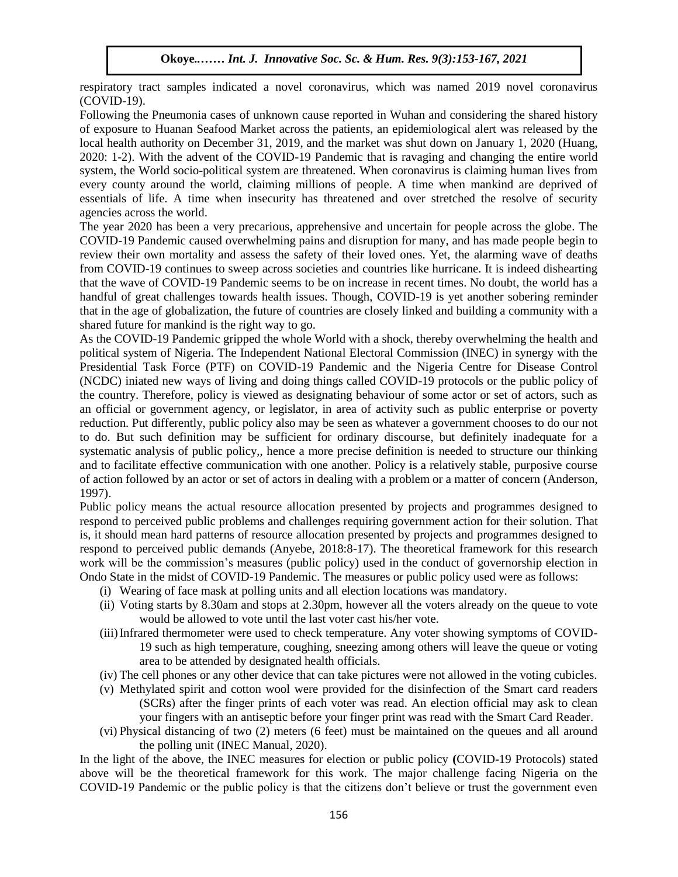respiratory tract samples indicated a novel coronavirus, which was named 2019 novel coronavirus (COVID-19).

Following the Pneumonia cases of unknown cause reported in Wuhan and considering the shared history of exposure to Huanan Seafood Market across the patients, an epidemiological alert was released by the local health authority on December 31, 2019, and the market was shut down on January 1, 2020 (Huang, 2020: 1-2). With the advent of the COVID-19 Pandemic that is ravaging and changing the entire world system, the World socio-political system are threatened. When coronavirus is claiming human lives from every county around the world, claiming millions of people. A time when mankind are deprived of essentials of life. A time when insecurity has threatened and over stretched the resolve of security agencies across the world.

The year 2020 has been a very precarious, apprehensive and uncertain for people across the globe. The COVID-19 Pandemic caused overwhelming pains and disruption for many, and has made people begin to review their own mortality and assess the safety of their loved ones. Yet, the alarming wave of deaths from COVID-19 continues to sweep across societies and countries like hurricane. It is indeed disheartING that the wave of COVID-19 Pandemic seems to be on increase in recent times. No doubt, the world has a handful of great challenges towards health issues. Though, COVID-19 is yet another sobering reminder that in the age of globalization, the future of countries are closely linked and building a community with a shared future for mankind is the right way to go.

As the COVID-19 Pandemic gripped the whole World with a shock, thereby overwhelming the health and political system of Nigeria. The Independent National Electoral Commission (INEC) in synergy with the Presidential Task Force (PTF) on COVID-19 Pandemic and the Nigeria Centre for Disease Control (NCDC) iniated new ways of living and doing things called COVID-19 protocols or the public policy of the country. Therefore, policy is viewed as designating behaviour of some actor or set of actors, such as an official or government agency, or legislator, in area of activity such as public enterprise or poverty reduction. Put differently, public policy also may be seen as whatever a government chooses to do our not to do. But such definition may be sufficient for ordinary discourse, but definitely inadequate for a systematic analysis of public policy,, hence a more precise definition is needed to structure our thinking and to facilitate effective communication with one another. Policy is a relatively stable, purposive course of action followed by an actor or set of actors in dealing with a problem or a matter of concern (Anderson, 1997).

Public policy means the actual resource allocation presented by projects and programmes designed to respond to perceived public problems and challenges requiring government action for their solution. That is, it should mean hard patterns of resource allocation presented by projects and programmes designed to respond to perceived public demands (Anyebe, 2018:8-17). The theoretical framework for this research work will be the commission's measures (public policy) used in the conduct of governorship election in Ondo State in the midst of COVID-19 Pandemic. The measures or public policy used were as follows:

(i) Wearing of face mask at polling units and all election locations was mandatory.
(ii) Voting starts by 8.30am and stops at 2.30pm, however all the voters already on the queue to vote would be allowed to vote until the last voter cast his/her vote.
(iii) Infrared thermometer were used to check temperature. Any voter showing symptoms of COVID-19 such as high temperature, coughing, sneezing among others will leave the queue or voting area to be attended by designated health officials.
(iv) The cell phones or any other device that can take pictures were not allowed in the voting cubicles.
(v) Methylated spirit and cotton wool were provided for the disinfection of the Smart card readers (SCRs) after the finger prints of each voter was read. An election official may ask to clean your fingers with an antiseptic before your finger print was read with the Smart Card Reader.
(vi) Physical distancing of two (2) meters (6 feet) must be maintained on the queues and all around the polling unit (INEC Manual, 2020).

In the light of the above, the INEC measures for election or public policy **(**COVID-19 Protocols) stated above will be the theoretical framework for this work. The major challenge facing Nigeria on the COVID-19 Pandemic or the public policy is that the citizens don't believe or trust the government even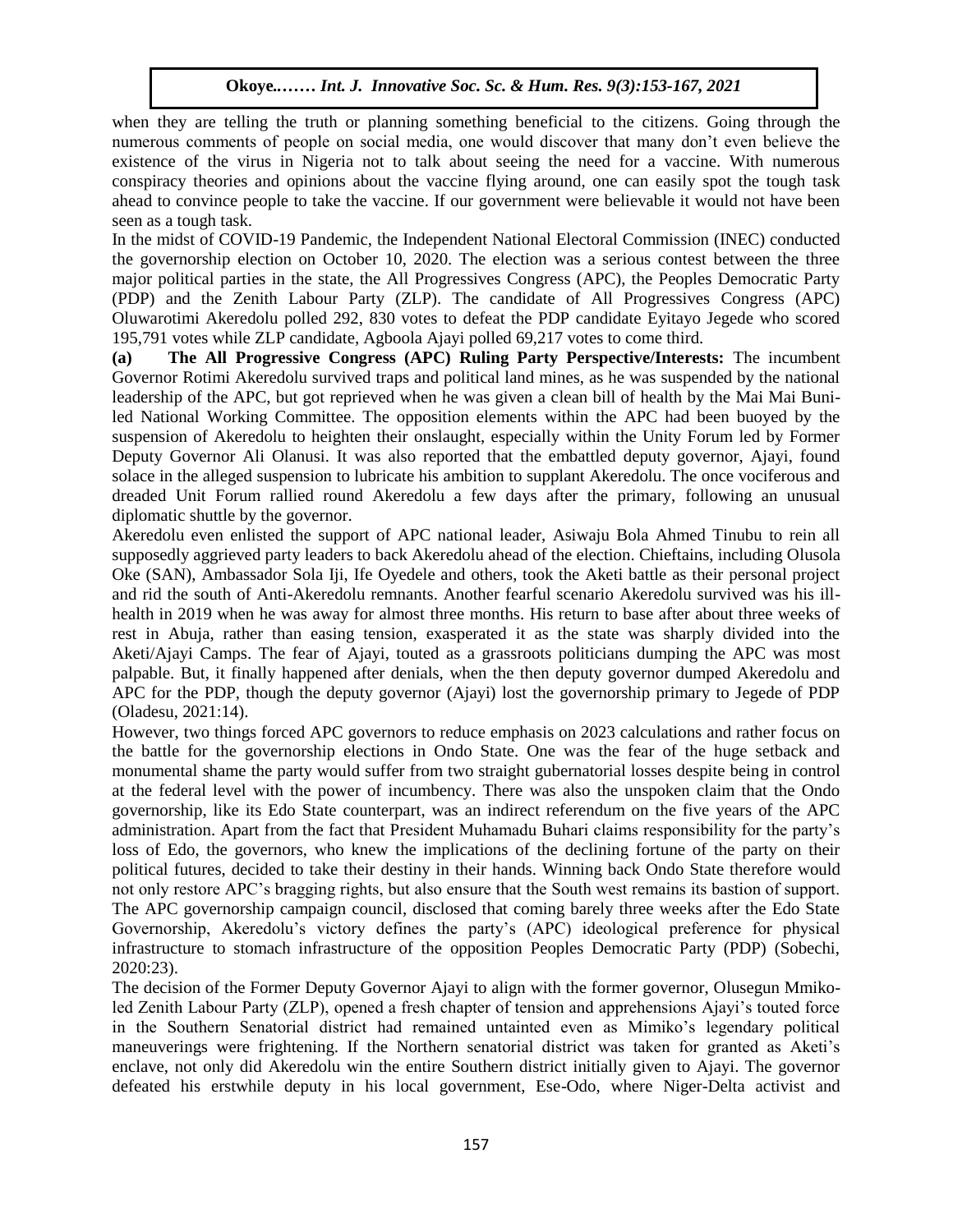when they are telling the truth or planning something beneficial to the citizens. Going through the numerous comments of people on social media, one would discover that many don't even believe the existence of the virus in Nigeria not to talk about seeing the need for a vaccine. With numerous conspiracy theories and opinions about the vaccine flying around, one can easily spot the tough task ahead to convince people to take the vaccine. If our government were believable it would not have been seen as a tough task.

In the midst of COVID-19 Pandemic, the Independent National Electoral Commission (INEC) conducted the governorship election on October 10, 2020. The election was a serious contest between the three major political parties in the state, the All Progressives Congress (APC), the Peoples Democratic Party (PDP) and the Zenith Labour Party (ZLP). The candidate of All Progressives Congress (APC) Oluwarotimi Akeredolu polled 292, 830 votes to defeat the PDP candidate Eyitayo Jegede who scored 195,791 votes while ZLP candidate, Agboola Ajayi polled 69,217 votes to come third.

**(a) The All Progressive Congress (APC) Ruling Party Perspective/Interests:** The incumbent Governor Rotimi Akeredolu survived traps and political land mines, as he was suspended by the national leadership of the APC, but got reprieved when he was given a clean bill of health by the Mai Mai Buni-led National Working Committee. The opposition elements within the APC had been buoyed by the suspension of Akeredolu to heighten their onslaught, especially within the Unity Forum led by Former Deputy Governor Ali Olanusi. It was also reported that the embattled deputy governor, Ajayi, found solace in the alleged suspension to lubricate his ambition to supplant Akeredolu. The once vociferous and dreaded Unit Forum rallied round Akeredolu a few days after the primary, following an unusual diplomatic shuttle by the governor.

Akeredolu even enlisted the support of APC national leader, Asiwaju Bola Ahmed Tinubu to rein all supposedly aggrieved party leaders to back Akeredolu ahead of the election. Chieftains, including Olusola Oke (SAN), Ambassador Sola Iji, Ife Oyedele and others, took the Aketi battle as their personal project and rid the south of Anti-Akeredolu remnants. Another fearful scenario Akeredolu survived was his ill-health in 2019 when he was away for almost three months. His return to base after about three weeks of rest in Abuja, rather than easing tension, exasperated it as the state was sharply divided into the Aketi/Ajayi Camps. The fear of Ajayi, touted as a grassroots politicians dumping the APC was most palpable. But, it finally happened after denials, when the then deputy governor dumped Akeredolu and APC for the PDP, though the deputy governor (Ajayi) lost the governorship primary to Jegede of PDP (Oladesu, 2021:14).

However, two things forced APC governors to reduce emphasis on 2023 calculations and rather focus on the battle for the governorship elections in Ondo State. One was the fear of the huge setback and monumental shame the party would suffer from two straight gubernatorial losses despite being in control at the federal level with the power of incumbency. There was also the unspoken claim that the Ondo governorship, like its Edo State counterpart, was an indirect referendum on the five years of the APC administration. Apart from the fact that President Muhamadu Buhari claims responsibility for the party's loss of Edo, the governors, who knew the implications of the declining fortune of the party on their political futures, decided to take their destiny in their hands. Winning back Ondo State therefore would not only restore APC's bragging rights, but also ensure that the South west remains its bastion of support. The APC governorship campaign council, disclosed that coming barely three weeks after the Edo State Governorship, Akeredolu's victory defines the party's (APC) ideological preference for physical infrastructure to stomach infrastructure of the opposition Peoples Democratic Party (PDP) (Sobechi, 2020:23).

The decision of the Former Deputy Governor Ajayi to align with the former governor, Olusegun Mmiko-led Zenith Labour Party (ZLP), opened a fresh chapter of tension and apprehensions Ajayi's touted force in the Southern Senatorial district had remained untainted even as Mimiko's legendary political maneuverings were frightening. If the Northern senatorial district was taken for granted as Aketi's enclave, not only did Akeredolu win the entire Southern district initially given to Ajayi. The governor defeated his erstwhile deputy in his local government, Ese-Odo, where Niger-Delta activist and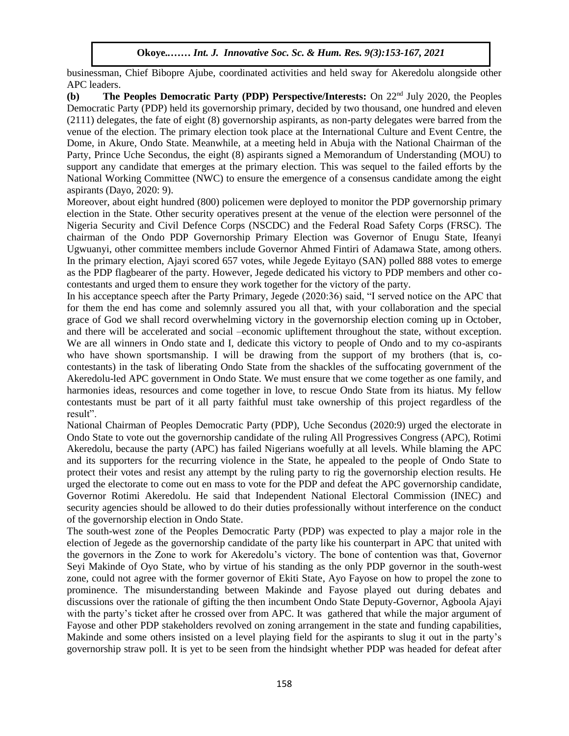businessman, Chief Bibopre Ajube, coordinated activities and held sway for Akeredolu alongside other APC leaders.

**(b) The Peoples Democratic Party (PDP) Perspective/Interests:** On 22nd July 2020, the Peoples Democratic Party (PDP) held its governorship primary, decided by two thousand, one hundred and eleven (2111) delegates, the fate of eight (8) governorship aspirants, as non-party delegates were barred from the venue of the election. The primary election took place at the International Culture and Event Centre, the Dome, in Akure, Ondo State. Meanwhile, at a meeting held in Abuja with the National Chairman of the Party, Prince Uche Secondus, the eight (8) aspirants signed a Memorandum of Understanding (MOU) to support any candidate that emerges at the primary election. This was sequel to the failed efforts by the National Working Committee (NWC) to ensure the emergence of a consensus candidate among the eight aspirants (Dayo, 2020: 9).

Moreover, about eight hundred (800) policemen were deployed to monitor the PDP governorship primary election in the State. Other security operatives present at the venue of the election were personnel of the Nigeria Security and Civil Defence Corps (NSCDC) and the Federal Road Safety Corps (FRSC). The chairman of the Ondo PDP Governorship Primary Election was Governor of Enugu State, Ifeanyi Ugwuanyi, other committee members include Governor Ahmed Fintiri of Adamawa State, among others. In the primary election, Ajayi scored 657 votes, while Jegede Eyitayo (SAN) polled 888 votes to emerge as the PDP flagbearer of the party. However, Jegede dedicated his victory to PDP members and other co-contestants and urged them to ensure they work together for the victory of the party.

In his acceptance speech after the Party Primary, Jegede (2020:36) said, "I served notice on the APC that for them the end has come and solemnly assured you all that, with your collaboration and the special grace of God we shall record overwhelming victory in the governorship election coming up in October, and there will be accelerated and social –economic upliftement throughout the state, without exception. We are all winners in Ondo state and I, dedicate this victory to people of Ondo and to my co-aspirants who have shown sportsmanship. I will be drawing from the support of my brothers (that is, co-contestants) in the task of liberating Ondo State from the shackles of the suffocating government of the Akeredolu-led APC government in Ondo State. We must ensure that we come together as one family, and harmonies ideas, resources and come together in love, to rescue Ondo State from its hiatus. My fellow contestants must be part of it all party faithful must take ownership of this project regardless of the result".

National Chairman of Peoples Democratic Party (PDP), Uche Secondus (2020:9) urged the electorate in Ondo State to vote out the governorship candidate of the ruling All Progressives Congress (APC), Rotimi Akeredolu, because the party (APC) has failed Nigerians woefully at all levels. While blaming the APC and its supporters for the recurring violence in the State, he appealed to the people of Ondo State to protect their votes and resist any attempt by the ruling party to rig the governorship election results. He urged the electorate to come out en mass to vote for the PDP and defeat the APC governorship candidate, Governor Rotimi Akeredolu. He said that Independent National Electoral Commission (INEC) and security agencies should be allowed to do their duties professionally without interference on the conduct of the governorship election in Ondo State.

The south-west zone of the Peoples Democratic Party (PDP) was expected to play a major role in the election of Jegede as the governorship candidate of the party like his counterpart in APC that united with the governors in the Zone to work for Akeredolu's victory. The bone of contention was that, Governor Seyi Makinde of Oyo State, who by virtue of his standing as the only PDP governor in the south-west zone, could not agree with the former governor of Ekiti State, Ayo Fayose on how to propel the zone to prominence. The misunderstanding between Makinde and Fayose played out during debates and discussions over the rationale of gifting the then incumbent Ondo State Deputy-Governor, Agboola Ajayi with the party's ticket after he crossed over from APC. It was gathered that while the major argument of Fayose and other PDP stakeholders revolved on zoning arrangement in the state and funding capabilities, Makinde and some others insisted on a level playing field for the aspirants to slug it out in the party's governorship straw poll. It is yet to be seen from the hindsight whether PDP was headed for defeat after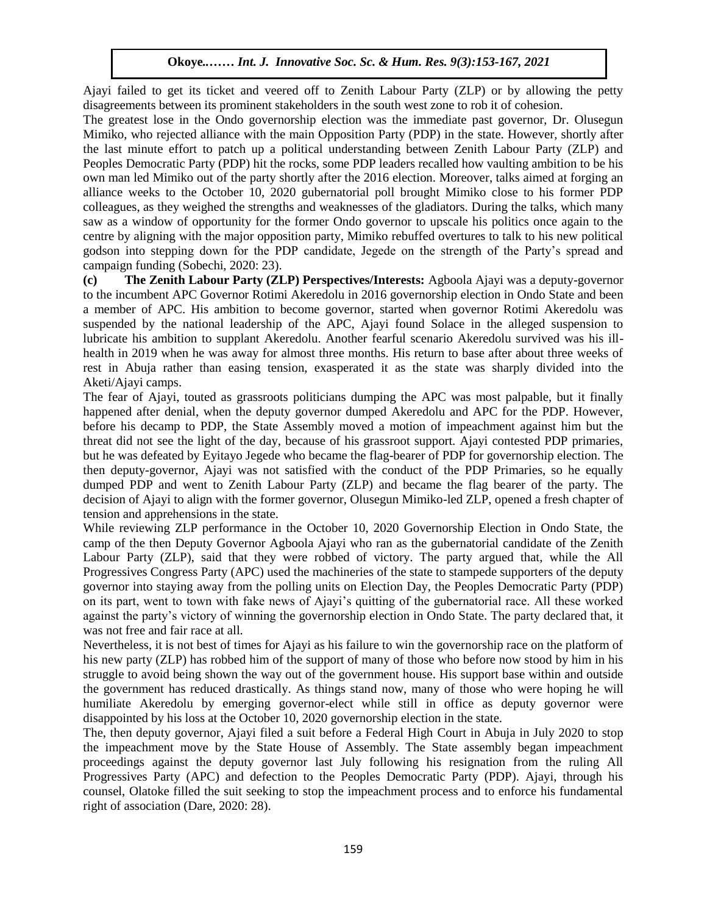Ajayi failed to get its ticket and veered off to Zenith Labour Party (ZLP) or by allowing the petty disagreements between its prominent stakeholders in the south west zone to rob it of cohesion.

The greatest lose in the Ondo governorship election was the immediate past governor, Dr. Olusegun Mimiko, who rejected alliance with the main Opposition Party (PDP) in the state. However, shortly after the last minute effort to patch up a political understanding between Zenith Labour Party (ZLP) and Peoples Democratic Party (PDP) hit the rocks, some PDP leaders recalled how vaulting ambition to be his own man led Mimiko out of the party shortly after the 2016 election. Moreover, talks aimed at forging an alliance weeks to the October 10, 2020 gubernatorial poll brought Mimiko close to his former PDP colleagues, as they weighed the strengths and weaknesses of the gladiators. During the talks, which many saw as a window of opportunity for the former Ondo governor to upscale his politics once again to the centre by aligning with the major opposition party, Mimiko rebuffed overtures to talk to his new political godson into stepping down for the PDP candidate, Jegede on the strength of the Party's spread and campaign funding (Sobechi, 2020: 23).

**(c) The Zenith Labour Party (ZLP) Perspectives/Interests:** Agboola Ajayi was a deputy-governor to the incumbent APC Governor Rotimi Akeredolu in 2016 governorship election in Ondo State and been a member of APC. His ambition to become governor, started when governor Rotimi Akeredolu was suspended by the national leadership of the APC, Ajayi found Solace in the alleged suspension to lubricate his ambition to supplant Akeredolu. Another fearful scenario Akeredolu survived was his ill-health in 2019 when he was away for almost three months. His return to base after about three weeks of rest in Abuja rather than easing tension, exasperated it as the state was sharply divided into the Aketi/Ajayi camps.

The fear of Ajayi, touted as grassroots politicians dumping the APC was most palpable, but it finally happened after denial, when the deputy governor dumped Akeredolu and APC for the PDP. However, before his decamp to PDP, the State Assembly moved a motion of impeachment against him but the threat did not see the light of the day, because of his grassroot support. Ajayi contested PDP primaries, but he was defeated by Eyitayo Jegede who became the flag-bearer of PDP for governorship election. The then deputy-governor, Ajayi was not satisfied with the conduct of the PDP Primaries, so he equally dumped PDP and went to Zenith Labour Party (ZLP) and became the flag bearer of the party. The decision of Ajayi to align with the former governor, Olusegun Mimiko-led ZLP, opened a fresh chapter of tension and apprehensions in the state.

While reviewing ZLP performance in the October 10, 2020 Governorship Election in Ondo State, the camp of the then Deputy Governor Agboola Ajayi who ran as the gubernatorial candidate of the Zenith Labour Party (ZLP), said that they were robbed of victory. The party argued that, while the All Progressives Congress Party (APC) used the machineries of the state to stampede supporters of the deputy governor into staying away from the polling units on Election Day, the Peoples Democratic Party (PDP) on its part, went to town with fake news of Ajayi's quitting of the gubernatorial race. All these worked against the party's victory of winning the governorship election in Ondo State. The party declared that, it was not free and fair race at all.

Nevertheless, it is not best of times for Ajayi as his failure to win the governorship race on the platform of his new party (ZLP) has robbed him of the support of many of those who before now stood by him in his struggle to avoid being shown the way out of the government house. His support base within and outside the government has reduced drastically. As things stand now, many of those who were hoping he will humiliate Akeredolu by emerging governor-elect while still in office as deputy governor were disappointed by his loss at the October 10, 2020 governorship election in the state.

The, then deputy governor, Ajayi filed a suit before a Federal High Court in Abuja in July 2020 to stop the impeachment move by the State House of Assembly. The State assembly began impeachment proceedings against the deputy governor last July following his resignation from the ruling All Progressives Party (APC) and defection to the Peoples Democratic Party (PDP). Ajayi, through his counsel, Olatoke filled the suit seeking to stop the impeachment process and to enforce his fundamental right of association (Dare, 2020: 28).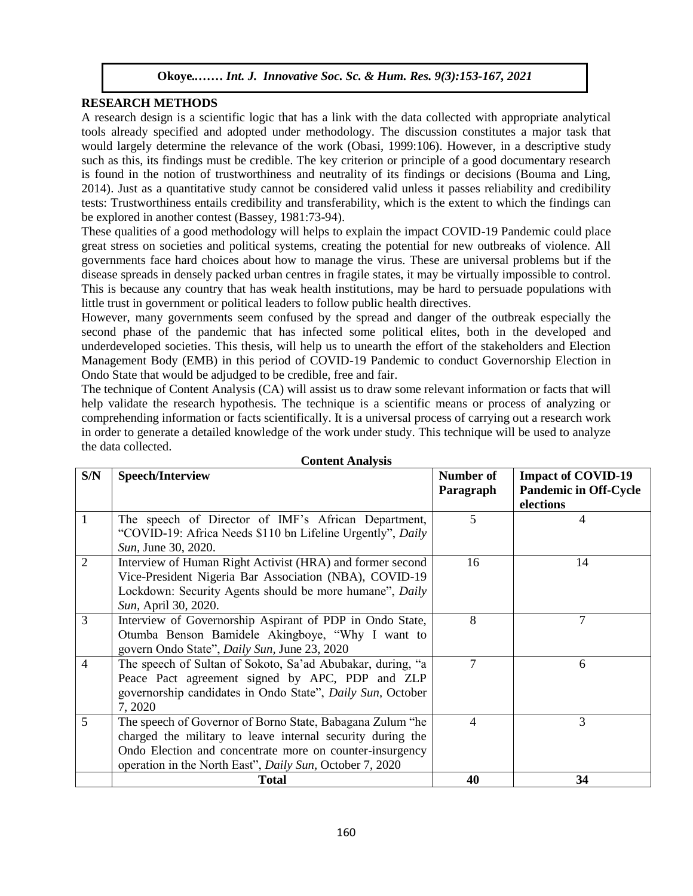## RESEARCH METHODS

A research design is a scientific logic that has a link with the data collected with appropriate analytical tools already specified and adopted under methodology. The discussion constitutes a major task that would largely determine the relevance of the work (Obasi, 1999:106). However, in a descriptive study such as this, its findings must be credible. The key criterion or principle of a good documentary research is found in the notion of trustworthiness and neutrality of its findings or decisions (Bouma and Ling, 2014). Just as a quantitative study cannot be considered valid unless it passes reliability and credibility tests: Trustworthiness entails credibility and transferability, which is the extent to which the findings can be explored in another contest (Bassey, 1981:73-94).

These qualities of a good methodology will helps to explain the impact COVID-19 Pandemic could place great stress on societies and political systems, creating the potential for new outbreaks of violence. All governments face hard choices about how to manage the virus. These are universal problems but if the disease spreads in densely packed urban centres in fragile states, it may be virtually impossible to control. This is because any country that has weak health institutions, may be hard to persuade populations with little trust in government or political leaders to follow public health directives.

However, many governments seem confused by the spread and danger of the outbreak especially the second phase of the pandemic that has infected some political elites, both in the developed and underdeveloped societies. This thesis, will help us to unearth the effort of the stakeholders and Election Management Body (EMB) in this period of COVID-19 Pandemic to conduct Governorship Election in Ondo State that would be adjudged to be credible, free and fair.

The technique of Content Analysis (CA) will assist us to draw some relevant information or facts that will help validate the research hypothesis. The technique is a scientific means or process of analyzing or comprehending information or facts scientifically. It is a universal process of carrying out a research work in order to generate a detailed knowledge of the work under study. This technique will be used to analyze the data collected.

**Content Analysis**

| S/N | Speech/Interview | Number of Paragraph | Impact of COVID-19 Pandemic in Off-Cycle elections |
|---|---|---|---|
| 1 | The speech of Director of IMF's African Department, "COVID-19: Africa Needs \$110 bn Lifeline Urgently", *Daily Sun*, June 30, 2020. | 5 | 4 |
| 2 | Interview of Human Right Activist (HRA) and former second Vice-President Nigeria Bar Association (NBA), COVID-19 Lockdown: Security Agents should be more humane", *Daily Sun*, April 30, 2020. | 16 | 14 |
| 3 | Interview of Governorship Aspirant of PDP in Ondo State, Otumba Benson Bamidele Akingboye, "Why I want to govern Ondo State", *Daily Sun*, June 23, 2020 | 8 | 7 |
| 4 | The speech of Sultan of Sokoto, Sa'ad Abubakar, during, "a Peace Pact agreement signed by APC, PDP and ZLP governorship candidates in Ondo State", *Daily Sun*, October 7, 2020 | 7 | 6 |
| 5 | The speech of Governor of Borno State, Babagana Zulum "he charged the military to leave internal security during the Ondo Election and concentrate more on counter-insurgency operation in the North East", *Daily Sun*, October 7, 2020 | 4 | 3 |
| | **Total** | **40** | **34** |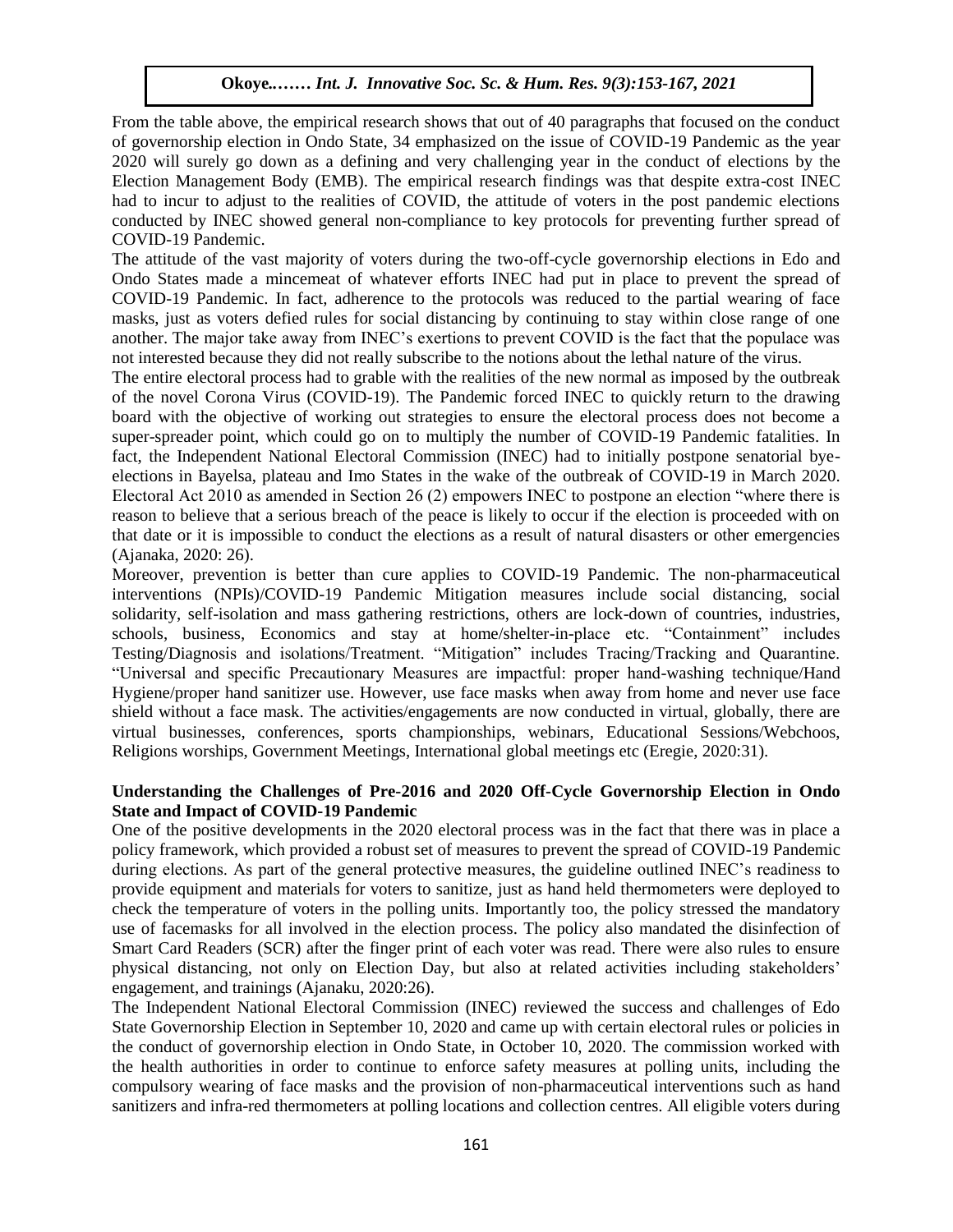From the table above, the empirical research shows that out of 40 paragraphs that focused on the conduct of governorship election in Ondo State, 34 emphasized on the issue of COVID-19 Pandemic as the year 2020 will surely go down as a defining and very challenging year in the conduct of elections by the Election Management Body (EMB). The empirical research findings was that despite extra-cost INEC had to incur to adjust to the realities of COVID, the attitude of voters in the post pandemic elections conducted by INEC showed general non-compliance to key protocols for preventing further spread of COVID-19 Pandemic.

The attitude of the vast majority of voters during the two-off-cycle governorship elections in Edo and Ondo States made a mincemeat of whatever efforts INEC had put in place to prevent the spread of COVID-19 Pandemic. In fact, adherence to the protocols was reduced to the partial wearing of face masks, just as voters defied rules for social distancing by continuing to stay within close range of one another. The major take away from INEC's exertions to prevent COVID is the fact that the populace was not interested because they did not really subscribe to the notions about the lethal nature of the virus.

The entire electoral process had to grable with the realities of the new normal as imposed by the outbreak of the novel Corona Virus (COVID-19). The Pandemic forced INEC to quickly return to the drawing board with the objective of working out strategies to ensure the electoral process does not become a super-spreader point, which could go on to multiply the number of COVID-19 Pandemic fatalities. In fact, the Independent National Electoral Commission (INEC) had to initially postpone senatorial bye-elections in Bayelsa, plateau and Imo States in the wake of the outbreak of COVID-19 in March 2020. Electoral Act 2010 as amended in Section 26 (2) empowers INEC to postpone an election "where there is reason to believe that a serious breach of the peace is likely to occur if the election is proceeded with on that date or it is impossible to conduct the elections as a result of natural disasters or other emergencies (Ajanaka, 2020: 26).

Moreover, prevention is better than cure applies to COVID-19 Pandemic. The non-pharmaceutical interventions (NPIs)/COVID-19 Pandemic Mitigation measures include social distancing, social solidarity, self-isolation and mass gathering restrictions, others are lock-down of countries, industries, schools, business, Economics and stay at home/shelter-in-place etc. "Containment" includes Testing/Diagnosis and isolations/Treatment. "Mitigation" includes Tracing/Tracking and Quarantine. "Universal and specific Precautionary Measures are impactful: proper hand-washing technique/Hand Hygiene/proper hand sanitizer use. However, use face masks when away from home and never use face shield without a face mask. The activities/engagements are now conducted in virtual, globally, there are virtual businesses, conferences, sports championships, webinars, Educational Sessions/Webchoos, Religions worships, Government Meetings, International global meetings etc (Eregie, 2020:31).

## Understanding the Challenges of Pre-2016 and 2020 Off-Cycle Governorship Election in Ondo State and Impact of COVID-19 Pandemic

One of the positive developments in the 2020 electoral process was in the fact that there was in place a policy framework, which provided a robust set of measures to prevent the spread of COVID-19 Pandemic during elections. As part of the general protective measures, the guideline outlined INEC's readiness to provide equipment and materials for voters to sanitize, just as hand held thermometers were deployed to check the temperature of voters in the polling units. Importantly too, the policy stressed the mandatory use of facemasks for all involved in the election process. The policy also mandated the disinfection of Smart Card Readers (SCR) after the finger print of each voter was read. There were also rules to ensure physical distancing, not only on Election Day, but also at related activities including stakeholders' engagement, and trainings (Ajanaku, 2020:26).

The Independent National Electoral Commission (INEC) reviewed the success and challenges of Edo State Governorship Election in September 10, 2020 and came up with certain electoral rules or policies in the conduct of governorship election in Ondo State, in October 10, 2020. The commission worked with the health authorities in order to continue to enforce safety measures at polling units, including the compulsory wearing of face masks and the provision of non-pharmaceutical interventions such as hand sanitizers and infra-red thermometers at polling locations and collection centres. All eligible voters during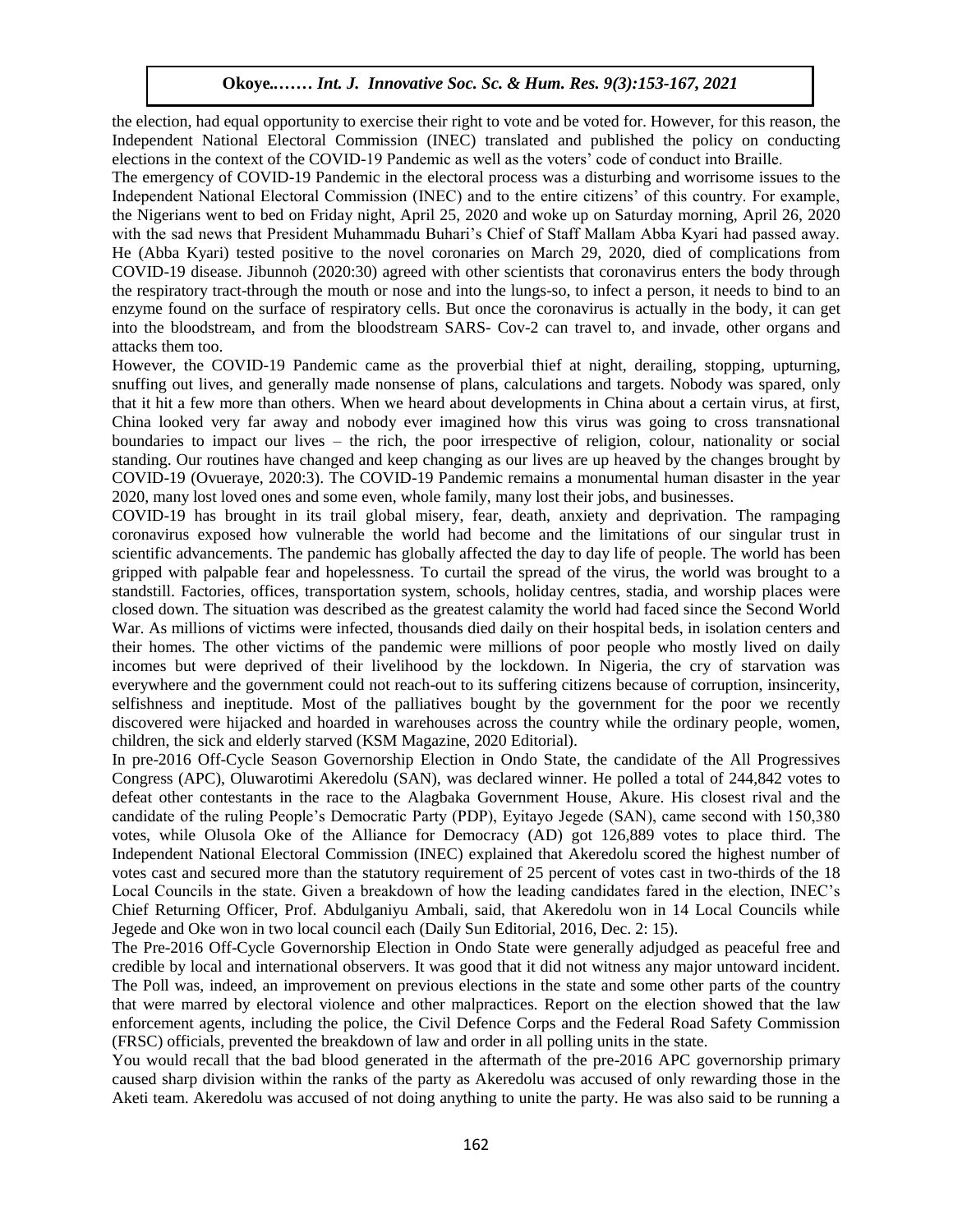the election, had equal opportunity to exercise their right to vote and be voted for. However, for this reason, the Independent National Electoral Commission (INEC) translated and published the policy on conducting elections in the context of the COVID-19 Pandemic as well as the voters' code of conduct into Braille.

The emergency of COVID-19 Pandemic in the electoral process was a disturbing and worrisome issues to the Independent National Electoral Commission (INEC) and to the entire citizens' of this country. For example, the Nigerians went to bed on Friday night, April 25, 2020 and woke up on Saturday morning, April 26, 2020 with the sad news that President Muhammadu Buhari's Chief of Staff Mallam Abba Kyari had passed away. He (Abba Kyari) tested positive to the novel coronaries on March 29, 2020, died of complications from COVID-19 disease. Jibunnoh (2020:30) agreed with other scientists that coronavirus enters the body through the respiratory tract-through the mouth or nose and into the lungs-so, to infect a person, it needs to bind to an enzyme found on the surface of respiratory cells. But once the coronavirus is actually in the body, it can get into the bloodstream, and from the bloodstream SARS- Cov-2 can travel to, and invade, other organs and attacks them too.

However, the COVID-19 Pandemic came as the proverbial thief at night, derailing, stopping, upturning, snuffing out lives, and generally made nonsense of plans, calculations and targets. Nobody was spared, only that it hit a few more than others. When we heard about developments in China about a certain virus, at first, China looked very far away and nobody ever imagined how this virus was going to cross transnational boundaries to impact our lives – the rich, the poor irrespective of religion, colour, nationality or social standing. Our routines have changed and keep changing as our lives are up heaved by the changes brought by COVID-19 (Ovueraye, 2020:3). The COVID-19 Pandemic remains a monumental human disaster in the year 2020, many lost loved ones and some even, whole family, many lost their jobs, and businesses.

COVID-19 has brought in its trail global misery, fear, death, anxiety and deprivation. The rampaging coronavirus exposed how vulnerable the world had become and the limitations of our singular trust in scientific advancements. The pandemic has globally affected the day to day life of people. The world has been gripped with palpable fear and hopelessness. To curtail the spread of the virus, the world was brought to a standstill. Factories, offices, transportation system, schools, holiday centres, stadia, and worship places were closed down. The situation was described as the greatest calamity the world had faced since the Second World War. As millions of victims were infected, thousands died daily on their hospital beds, in isolation centers and their homes. The other victims of the pandemic were millions of poor people who mostly lived on daily incomes but were deprived of their livelihood by the lockdown. In Nigeria, the cry of starvation was everywhere and the government could not reach-out to its suffering citizens because of corruption, insincerity, selfishness and ineptitude. Most of the palliatives bought by the government for the poor we recently discovered were hijacked and hoarded in warehouses across the country while the ordinary people, women, children, the sick and elderly starved (KSM Magazine, 2020 Editorial).

In pre-2016 Off-Cycle Season Governorship Election in Ondo State, the candidate of the All Progressives Congress (APC), Oluwarotimi Akeredolu (SAN), was declared winner. He polled a total of 244,842 votes to defeat other contestants in the race to the Alagbaka Government House, Akure. His closest rival and the candidate of the ruling People's Democratic Party (PDP), Eyitayo Jegede (SAN), came second with 150,380 votes, while Olusola Oke of the Alliance for Democracy (AD) got 126,889 votes to place third. The Independent National Electoral Commission (INEC) explained that Akeredolu scored the highest number of votes cast and secured more than the statutory requirement of 25 percent of votes cast in two-thirds of the 18 Local Councils in the state. Given a breakdown of how the leading candidates fared in the election, INEC's Chief Returning Officer, Prof. Abdulganiyu Ambali, said, that Akeredolu won in 14 Local Councils while Jegede and Oke won in two local council each (Daily Sun Editorial, 2016, Dec. 2: 15).

The Pre-2016 Off-Cycle Governorship Election in Ondo State were generally adjudged as peaceful free and credible by local and international observers. It was good that it did not witness any major untoward incident. The Poll was, indeed, an improvement on previous elections in the state and some other parts of the country that were marred by electoral violence and other malpractices. Report on the election showed that the law enforcement agents, including the police, the Civil Defence Corps and the Federal Road Safety Commission (FRSC) officials, prevented the breakdown of law and order in all polling units in the state.

You would recall that the bad blood generated in the aftermath of the pre-2016 APC governorship primary caused sharp division within the ranks of the party as Akeredolu was accused of only rewarding those in the Aketi team. Akeredolu was accused of not doing anything to unite the party. He was also said to be running a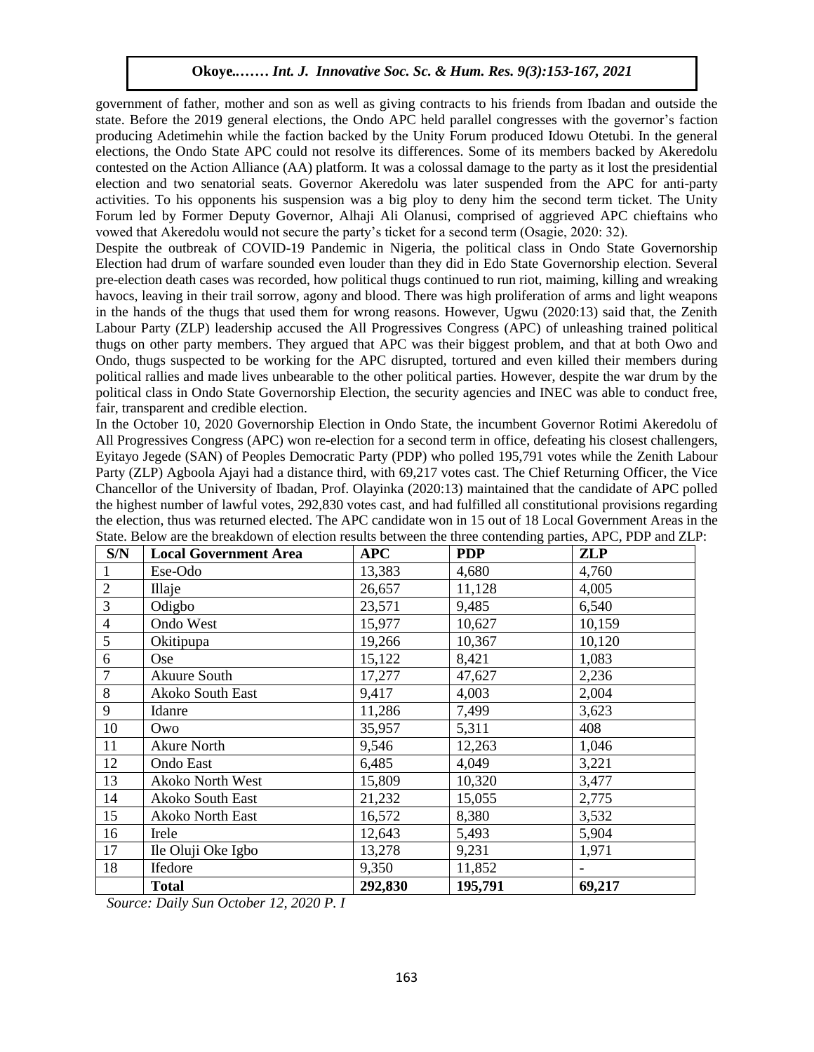government of father, mother and son as well as giving contracts to his friends from Ibadan and outside the state. Before the 2019 general elections, the Ondo APC held parallel congresses with the governor's faction producing Adetimehin while the faction backed by the Unity Forum produced Idowu Otetubi. In the general elections, the Ondo State APC could not resolve its differences. Some of its members backed by Akeredolu contested on the Action Alliance (AA) platform. It was a colossal damage to the party as it lost the presidential election and two senatorial seats. Governor Akeredolu was later suspended from the APC for anti-party activities. To his opponents his suspension was a big ploy to deny him the second term ticket. The Unity Forum led by Former Deputy Governor, Alhaji Ali Olanusi, comprised of aggrieved APC chieftains who vowed that Akeredolu would not secure the party's ticket for a second term (Osagie, 2020: 32).

Despite the outbreak of COVID-19 Pandemic in Nigeria, the political class in Ondo State Governorship Election had drum of warfare sounded even louder than they did in Edo State Governorship election. Several pre-election death cases was recorded, how political thugs continued to run riot, maiming, killing and wreaking havocs, leaving in their trail sorrow, agony and blood. There was high proliferation of arms and light weapons in the hands of the thugs that used them for wrong reasons. However, Ugwu (2020:13) said that, the Zenith Labour Party (ZLP) leadership accused the All Progressives Congress (APC) of unleashing trained political thugs on other party members. They argued that APC was their biggest problem, and that at both Owo and Ondo, thugs suspected to be working for the APC disrupted, tortured and even killed their members during political rallies and made lives unbearable to the other political parties. However, despite the war drum by the political class in Ondo State Governorship Election, the security agencies and INEC was able to conduct free, fair, transparent and credible election.

In the October 10, 2020 Governorship Election in Ondo State, the incumbent Governor Rotimi Akeredolu of All Progressives Congress (APC) won re-election for a second term in office, defeating his closest challengers, Eyitayo Jegede (SAN) of Peoples Democratic Party (PDP) who polled 195,791 votes while the Zenith Labour Party (ZLP) Agboola Ajayi had a distance third, with 69,217 votes cast. The Chief Returning Officer, the Vice Chancellor of the University of Ibadan, Prof. Olayinka (2020:13) maintained that the candidate of APC polled the highest number of lawful votes, 292,830 votes cast, and had fulfilled all constitutional provisions regarding the election, thus was returned elected. The APC candidate won in 15 out of 18 Local Government Areas in the State. Below are the breakdown of election results between the three contending parties, APC, PDP and ZLP:

| S/N | Local Government Area | APC | PDP | ZLP |
|---|---|---|---|---|
| 1 | Ese-Odo | 13,383 | 4,680 | 4,760 |
| 2 | Illaje | 26,657 | 11,128 | 4,005 |
| 3 | Odigbo | 23,571 | 9,485 | 6,540 |
| 4 | Ondo West | 15,977 | 10,627 | 10,159 |
| 5 | Okitipupa | 19,266 | 10,367 | 10,120 |
| 6 | Ose | 15,122 | 8,421 | 1,083 |
| 7 | Akuure South | 17,277 | 47,627 | 2,236 |
| 8 | Akoko South East | 9,417 | 4,003 | 2,004 |
| 9 | Idanre | 11,286 | 7,499 | 3,623 |
| 10 | Owo | 35,957 | 5,311 | 408 |
| 11 | Akure North | 9,546 | 12,263 | 1,046 |
| 12 | Ondo East | 6,485 | 4,049 | 3,221 |
| 13 | Akoko North West | 15,809 | 10,320 | 3,477 |
| 14 | Akoko South East | 21,232 | 15,055 | 2,775 |
| 15 | Akoko North East | 16,572 | 8,380 | 3,532 |
| 16 | Irele | 12,643 | 5,493 | 5,904 |
| 17 | Ile Oluji Oke Igbo | 13,278 | 9,231 | 1,971 |
| 18 | Ifedore | 9,350 | 11,852 | - |
| | **Total** | **292,830** | **195,791** | **69,217** |

*Source: Daily Sun October 12, 2020 P. I*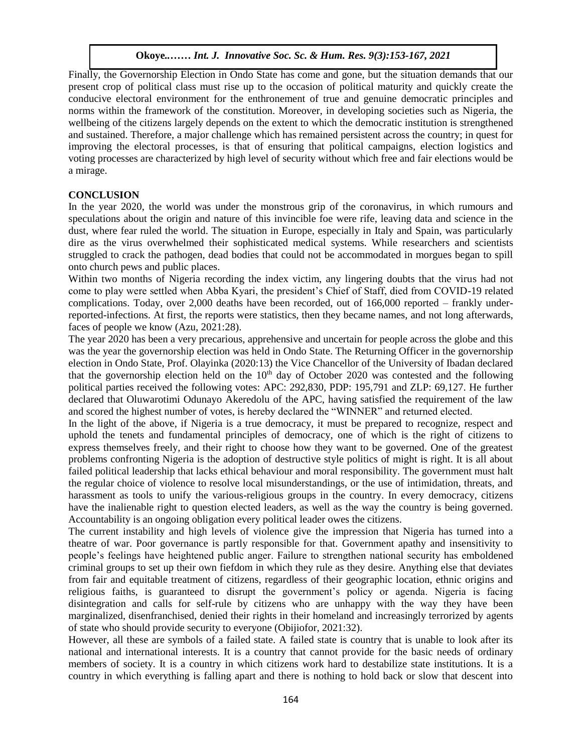Finally, the Governorship Election in Ondo State has come and gone, but the situation demands that our present crop of political class must rise up to the occasion of political maturity and quickly create the conducive electoral environment for the enthronement of true and genuine democratic principles and norms within the framework of the constitution. Moreover, in developing societies such as Nigeria, the wellbeing of the citizens largely depends on the extent to which the democratic institution is strengthened and sustained. Therefore, a major challenge which has remained persistent across the country; in quest for improving the electoral processes, is that of ensuring that political campaigns, election logistics and voting processes are characterized by high level of security without which free and fair elections would be a mirage.

## CONCLUSION

In the year 2020, the world was under the monstrous grip of the coronavirus, in which rumours and speculations about the origin and nature of this invincible foe were rife, leaving data and science in the dust, where fear ruled the world. The situation in Europe, especially in Italy and Spain, was particularly dire as the virus overwhelmed their sophisticated medical systems. While researchers and scientists struggled to crack the pathogen, dead bodies that could not be accommodated in morgues began to spill onto church pews and public places.

Within two months of Nigeria recording the index victim, any lingering doubts that the virus had not come to play were settled when Abba Kyari, the president's Chief of Staff, died from COVID-19 related complications. Today, over 2,000 deaths have been recorded, out of 166,000 reported – frankly under-reported-infections. At first, the reports were statistics, then they became names, and not long afterwards, faces of people we know (Azu, 2021:28).

The year 2020 has been a very precarious, apprehensive and uncertain for people across the globe and this was the year the governorship election was held in Ondo State. The Returning Officer in the governorship election in Ondo State, Prof. Olayinka (2020:13) the Vice Chancellor of the University of Ibadan declared that the governorship election held on the 10th day of October 2020 was contested and the following political parties received the following votes: APC: 292,830, PDP: 195,791 and ZLP: 69,127. He further declared that Oluwarotimi Odunayo Akeredolu of the APC, having satisfied the requirement of the law and scored the highest number of votes, is hereby declared the "WINNER" and returned elected.

In the light of the above, if Nigeria is a true democracy, it must be prepared to recognize, respect and uphold the tenets and fundamental principles of democracy, one of which is the right of citizens to express themselves freely, and their right to choose how they want to be governed. One of the greatest problems confronting Nigeria is the adoption of destructive style politics of might is right. It is all about failed political leadership that lacks ethical behaviour and moral responsibility. The government must halt the regular choice of violence to resolve local misunderstandings, or the use of intimidation, threats, and harassment as tools to unify the various-religious groups in the country. In every democracy, citizens have the inalienable right to question elected leaders, as well as the way the country is being governed. Accountability is an ongoing obligation every political leader owes the citizens.

The current instability and high levels of violence give the impression that Nigeria has turned into a theatre of war. Poor governance is partly responsible for that. Government apathy and insensitivity to people's feelings have heightened public anger. Failure to strengthen national security has emboldened criminal groups to set up their own fiefdom in which they rule as they desire. Anything else that deviates from fair and equitable treatment of citizens, regardless of their geographic location, ethnic origins and religious faiths, is guaranteed to disrupt the government's policy or agenda. Nigeria is facing disintegration and calls for self-rule by citizens who are unhappy with the way they have been marginalized, disenfranchised, denied their rights in their homeland and increasingly terrorized by agents of state who should provide security to everyone (Obijiofor, 2021:32).

However, all these are symbols of a failed state. A failed state is country that is unable to look after its national and international interests. It is a country that cannot provide for the basic needs of ordinary members of society. It is a country in which citizens work hard to destabilize state institutions. It is a country in which everything is falling apart and there is nothing to hold back or slow that descent into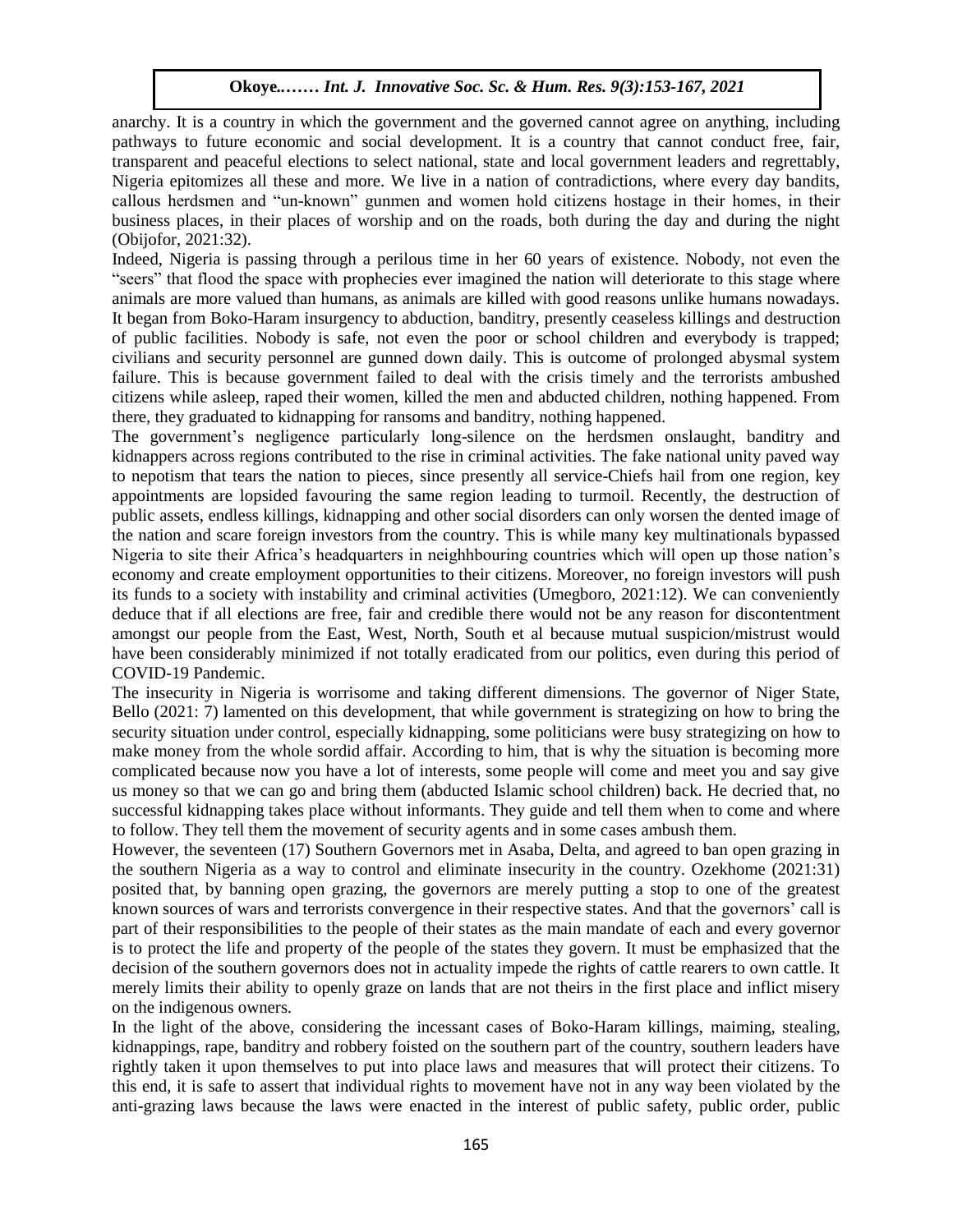anarchy. It is a country in which the government and the governed cannot agree on anything, including pathways to future economic and social development. It is a country that cannot conduct free, fair, transparent and peaceful elections to select national, state and local government leaders and regrettably, Nigeria epitomizes all these and more. We live in a nation of contradictions, where every day bandits, callous herdsmen and "un-known" gunmen and women hold citizens hostage in their homes, in their business places, in their places of worship and on the roads, both during the day and during the night (Obijofor, 2021:32).

Indeed, Nigeria is passing through a perilous time in her 60 years of existence. Nobody, not even the "seers" that flood the space with prophecies ever imagined the nation will deteriorate to this stage where animals are more valued than humans, as animals are killed with good reasons unlike humans nowadays. It began from Boko-Haram insurgency to abduction, banditry, presently ceaseless killings and destruction of public facilities. Nobody is safe, not even the poor or school children and everybody is trapped; civilians and security personnel are gunned down daily. This is outcome of prolonged abysmal system failure. This is because government failed to deal with the crisis timely and the terrorists ambushed citizens while asleep, raped their women, killed the men and abducted children, nothing happened. From there, they graduated to kidnapping for ransoms and banditry, nothing happened.

The government's negligence particularly long-silence on the herdsmen onslaught, banditry and kidnappers across regions contributed to the rise in criminal activities. The fake national unity paved way to nepotism that tears the nation to pieces, since presently all service-Chiefs hail from one region, key appointments are lopsided favouring the same region leading to turmoil. Recently, the destruction of public assets, endless killings, kidnapping and other social disorders can only worsen the dented image of the nation and scare foreign investors from the country. This is while many key multinationals bypassed Nigeria to site their Africa's headquarters in neighhbouring countries which will open up those nation's economy and create employment opportunities to their citizens. Moreover, no foreign investors will push its funds to a society with instability and criminal activities (Umegboro, 2021:12). We can conveniently deduce that if all elections are free, fair and credible there would not be any reason for discontentment amongst our people from the East, West, North, South et al because mutual suspicion/mistrust would have been considerably minimized if not totally eradicated from our politics, even during this period of COVID-19 Pandemic.

The insecurity in Nigeria is worrisome and taking different dimensions. The governor of Niger State, Bello (2021: 7) lamented on this development, that while government is strategizing on how to bring the security situation under control, especially kidnapping, some politicians were busy strategizing on how to make money from the whole sordid affair. According to him, that is why the situation is becoming more complicated because now you have a lot of interests, some people will come and meet you and say give us money so that we can go and bring them (abducted Islamic school children) back. He decried that, no successful kidnapping takes place without informants. They guide and tell them when to come and where to follow. They tell them the movement of security agents and in some cases ambush them.

However, the seventeen (17) Southern Governors met in Asaba, Delta, and agreed to ban open grazing in the southern Nigeria as a way to control and eliminate insecurity in the country. Ozekhome (2021:31) posited that, by banning open grazing, the governors are merely putting a stop to one of the greatest known sources of wars and terrorists convergence in their respective states. And that the governors' call is part of their responsibilities to the people of their states as the main mandate of each and every governor is to protect the life and property of the people of the states they govern. It must be emphasized that the decision of the southern governors does not in actuality impede the rights of cattle rearers to own cattle. It merely limits their ability to openly graze on lands that are not theirs in the first place and inflict misery on the indigenous owners.

In the light of the above, considering the incessant cases of Boko-Haram killings, maiming, stealing, kidnappings, rape, banditry and robbery foisted on the southern part of the country, southern leaders have rightly taken it upon themselves to put into place laws and measures that will protect their citizens. To this end, it is safe to assert that individual rights to movement have not in any way been violated by the anti-grazing laws because the laws were enacted in the interest of public safety, public order, public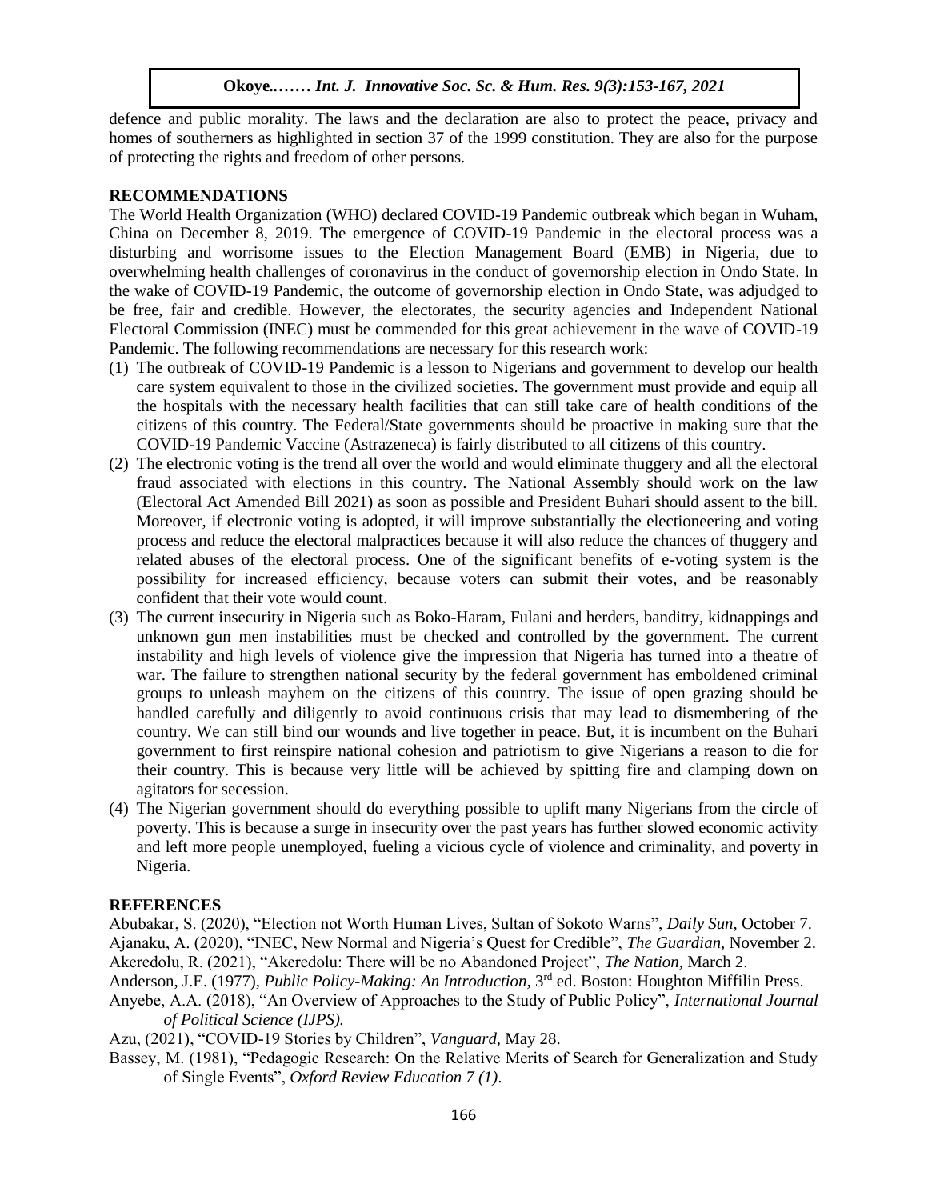defence and public morality. The laws and the declaration are also to protect the peace, privacy and homes of southerners as highlighted in section 37 of the 1999 constitution. They are also for the purpose of protecting the rights and freedom of other persons.

## RECOMMENDATIONS

The World Health Organization (WHO) declared COVID-19 Pandemic outbreak which began in Wuham, China on December 8, 2019. The emergence of COVID-19 Pandemic in the electoral process was a disturbing and worrisome issues to the Election Management Board (EMB) in Nigeria, due to overwhelming health challenges of coronavirus in the conduct of governorship election in Ondo State. In the wake of COVID-19 Pandemic, the outcome of governorship election in Ondo State, was adjudged to be free, fair and credible. However, the electorates, the security agencies and Independent National Electoral Commission (INEC) must be commended for this great achievement in the wave of COVID-19 Pandemic. The following recommendations are necessary for this research work:

1. The outbreak of COVID-19 Pandemic is a lesson to Nigerians and government to develop our health care system equivalent to those in the civilized societies. The government must provide and equip all the hospitals with the necessary health facilities that can still take care of health conditions of the citizens of this country. The Federal/State governments should be proactive in making sure that the COVID-19 Pandemic Vaccine (Astrazeneca) is fairly distributed to all citizens of this country.
2. The electronic voting is the trend all over the world and would eliminate thuggery and all the electoral fraud associated with elections in this country. The National Assembly should work on the law (Electoral Act Amended Bill 2021) as soon as possible and President Buhari should assent to the bill. Moreover, if electronic voting is adopted, it will improve substantially the electioneering and voting process and reduce the electoral malpractices because it will also reduce the chances of thuggery and related abuses of the electoral process. One of the significant benefits of e-voting system is the possibility for increased efficiency, because voters can submit their votes, and be reasonably confident that their vote would count.
3. The current insecurity in Nigeria such as Boko-Haram, Fulani and herders, banditry, kidnappings and unknown gun men instabilities must be checked and controlled by the government. The current instability and high levels of violence give the impression that Nigeria has turned into a theatre of war. The failure to strengthen national security by the federal government has emboldened criminal groups to unleash mayhem on the citizens of this country. The issue of open grazing should be handled carefully and diligently to avoid continuous crisis that may lead to dismembering of the country. We can still bind our wounds and live together in peace. But, it is incumbent on the Buhari government to first reinspire national cohesion and patriotism to give Nigerians a reason to die for their country. This is because very little will be achieved by spitting fire and clamping down on agitators for secession.
4. The Nigerian government should do everything possible to uplift many Nigerians from the circle of poverty. This is because a surge in insecurity over the past years has further slowed economic activity and left more people unemployed, fueling a vicious cycle of violence and criminality, and poverty in Nigeria.

## REFERENCES

Abubakar, S. (2020), "Election not Worth Human Lives, Sultan of Sokoto Warns", *Daily Sun,* October 7.

Ajanaku, A. (2020), "INEC, New Normal and Nigeria's Quest for Credible", *The Guardian,* November 2.

Akeredolu, R. (2021), "Akeredolu: There will be no Abandoned Project", *The Nation,* March 2.

Anderson, J.E. (1977), *Public Policy-Making: An Introduction,* 3rd ed. Boston: Houghton Miffilin Press.

Anyebe, A.A. (2018), "An Overview of Approaches to the Study of Public Policy", *International Journal of Political Science (IJPS).*

Azu, (2021), "COVID-19 Stories by Children", *Vanguard,* May 28.

Bassey, M. (1981), "Pedagogic Research: On the Relative Merits of Search for Generalization and Study of Single Events", *Oxford Review Education 7 (1)*.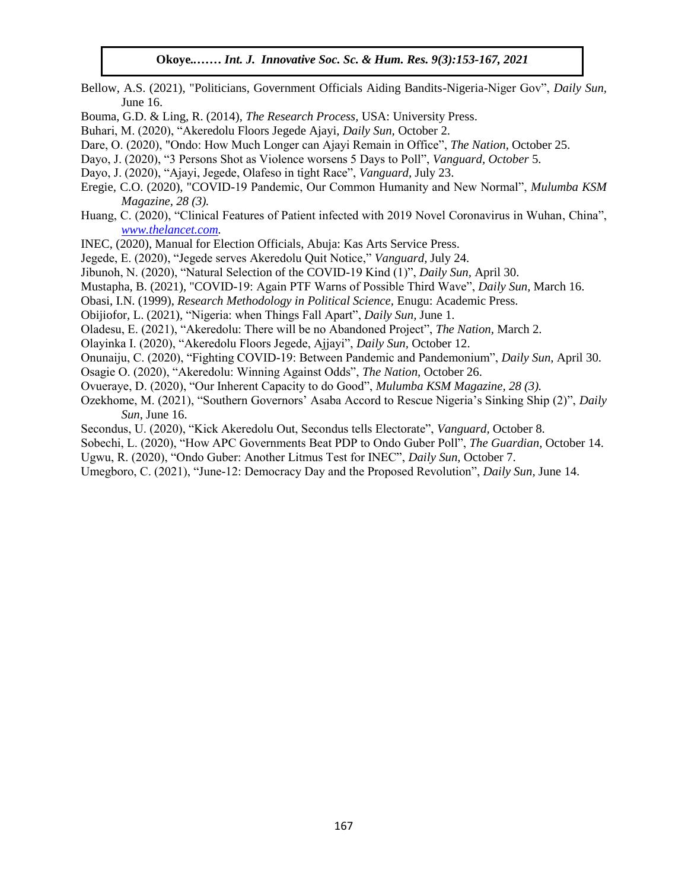Bellow, A.S. (2021), "Politicians, Government Officials Aiding Bandits-Nigeria-Niger Gov", *Daily Sun,* June 16.

Bouma, G.D. & Ling, R. (2014), *The Research Process,* USA: University Press.

Buhari, M. (2020), "Akeredolu Floors Jegede Ajayi, *Daily Sun,* October 2.

Dare, O. (2020), "Ondo: How Much Longer can Ajayi Remain in Office", *The Nation*, October 25.

Dayo, J. (2020), "3 Persons Shot as Violence worsens 5 Days to Poll", *Vanguard, October* 5.

Dayo, J. (2020), "Ajayi, Jegede, Olafeso in tight Race", *Vanguard,* July 23.

Eregie, C.O. (2020), "COVID-19 Pandemic, Our Common Humanity and New Normal", *Mulumba KSM Magazine, 28 (3).*

Huang, C. (2020), "Clinical Features of Patient infected with 2019 Novel Coronavirus in Wuhan, China", *www.thelancet.com.*

INEC, (2020), Manual for Election Officials, Abuja: Kas Arts Service Press.

Jegede, E. (2020), "Jegede serves Akeredolu Quit Notice," *Vanguard,* July 24.

Jibunoh, N. (2020), "Natural Selection of the COVID-19 Kind (1)", *Daily Sun,* April 30.

Mustapha, B. (2021), "COVID-19: Again PTF Warns of Possible Third Wave", *Daily Sun,* March 16.

Obasi, I.N. (1999), *Research Methodology in Political Science,* Enugu: Academic Press.

Obijiofor, L. (2021), "Nigeria: when Things Fall Apart", *Daily Sun,* June 1.

Oladesu, E. (2021), "Akeredolu: There will be no Abandoned Project", *The Nation,* March 2.

Olayinka I. (2020), "Akeredolu Floors Jegede, Ajjayi", *Daily Sun,* October 12.

Onunaiju, C. (2020), "Fighting COVID-19: Between Pandemic and Pandemonium", *Daily Sun,* April 30.

Osagie O. (2020), "Akeredolu: Winning Against Odds", *The Nation,* October 26.

Ovueraye, D. (2020), "Our Inherent Capacity to do Good", *Mulumba KSM Magazine, 28 (3).*

Ozekhome, M. (2021), "Southern Governors' Asaba Accord to Rescue Nigeria's Sinking Ship (2)", *Daily Sun,* June 16.

Secondus, U. (2020), "Kick Akeredolu Out, Secondus tells Electorate", *Vanguard,* October 8.

Sobechi, L. (2020), "How APC Governments Beat PDP to Ondo Guber Poll", *The Guardian,* October 14.

Ugwu, R. (2020), "Ondo Guber: Another Litmus Test for INEC", *Daily Sun,* October 7.

Umegboro, C. (2021), "June-12: Democracy Day and the Proposed Revolution", *Daily Sun,* June 14.